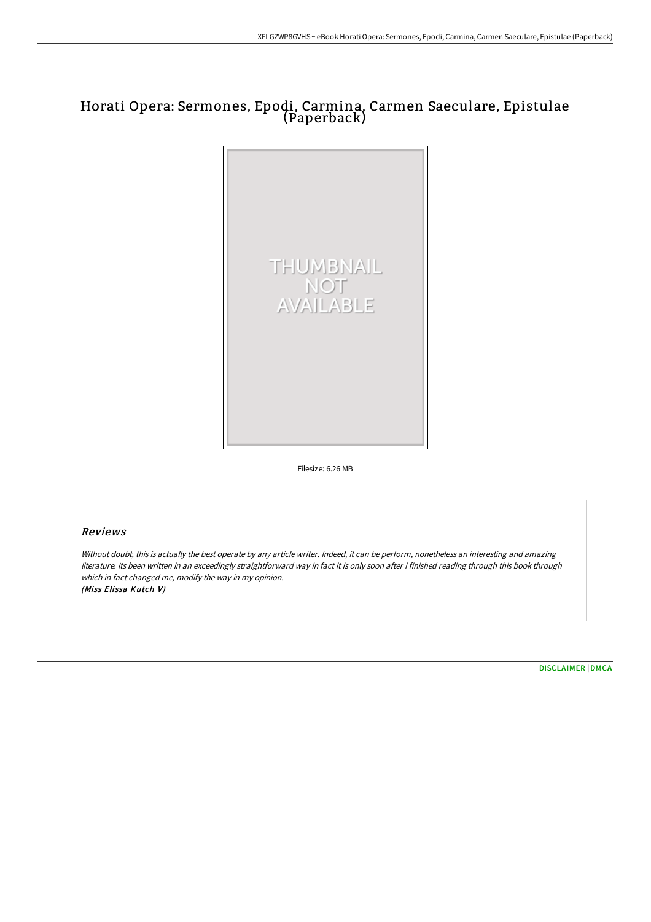# Horati Opera: Sermones, Epodi, Carmina, Carmen Saeculare, Epistulae (Paperback)

THUMBNAIL NOT AVAILABLE

Filesize: 6.26 MB

## Reviews

*Without doubt, this is actually the best operate by any article writer. Indeed, it can be perform, nonetheless an interesting and amazing literature. Its been written in an exceedingly straightforward way in fact it is only soon after i finished reading through this book through which in fact changed me, modify the way in my opinion.*
***(Miss Elissa Kutch V)***

DISCLAIMER | DMCA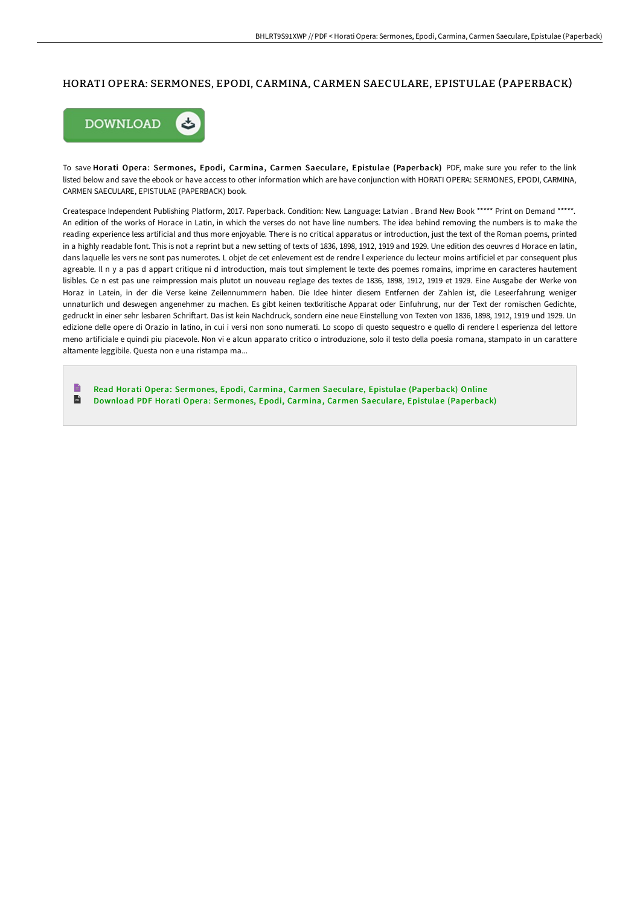# HORATI OPERA: SERMONES, EPODI, CARMINA, CARMEN SAECULARE, EPISTULAE (PAPERBACK)

DOWNLOAD

To save **Horati Opera: Sermones, Epodi, Carmina, Carmen Saeculare, Epistulae (Paperback)** PDF, make sure you refer to the link listed below and save the ebook or have access to other information which are have conjunction with HORATI OPERA: SERMONES, EPODI, CARMINA, CARMEN SAECULARE, EPISTULAE (PAPERBACK) book.

Createspace Independent Publishing Platform, 2017. Paperback. Condition: New. Language: Latvian . Brand New Book ***** Print on Demand *****. An edition of the works of Horace in Latin, in which the verses do not have line numbers. The idea behind removing the numbers is to make the reading experience less artificial and thus more enjoyable. There is no critical apparatus or introduction, just the text of the Roman poems, printed in a highly readable font. This is not a reprint but a new setting of texts of 1836, 1898, 1912, 1919 and 1929. Une edition des oeuvres d Horace en latin, dans laquelle les vers ne sont pas numerotes. L objet de cet enlevement est de rendre l experience du lecteur moins artificiel et par consequent plus agreable. Il n y a pas d appart critique ni d introduction, mais tout simplement le texte des poemes romains, imprime en caracteres hautement lisibles. Ce n est pas une reimpression mais plutot un nouveau reglage des textes de 1836, 1898, 1912, 1919 et 1929. Eine Ausgabe der Werke von Horaz in Latein, in der die Verse keine Zeilennummern haben. Die Idee hinter diesem Entfernen der Zahlen ist, die Leseerfahrung weniger unnaturlich und deswegen angenehmer zu machen. Es gibt keinen textkritische Apparat oder Einfuhrung, nur der Text der romischen Gedichte, gedruckt in einer sehr lesbaren Schriftart. Das ist kein Nachdruck, sondern eine neue Einstellung von Texten von 1836, 1898, 1912, 1919 und 1929. Un edizione delle opere di Orazio in latino, in cui i versi non sono numerati. Lo scopo di questo sequestro e quello di rendere l esperienza del lettore meno artificiale e quindi piu piacevole. Non vi e alcun apparato critico o introduzione, solo il testo della poesia romana, stampato in un carattere altamente leggibile. Questa non e una ristampa ma...

- Read Horati Opera: Sermones, Epodi, Carmina, Carmen Saeculare, Epistulae (Paperback) Online
- Download PDF Horati Opera: Sermones, Epodi, Carmina, Carmen Saeculare, Epistulae (Paperback)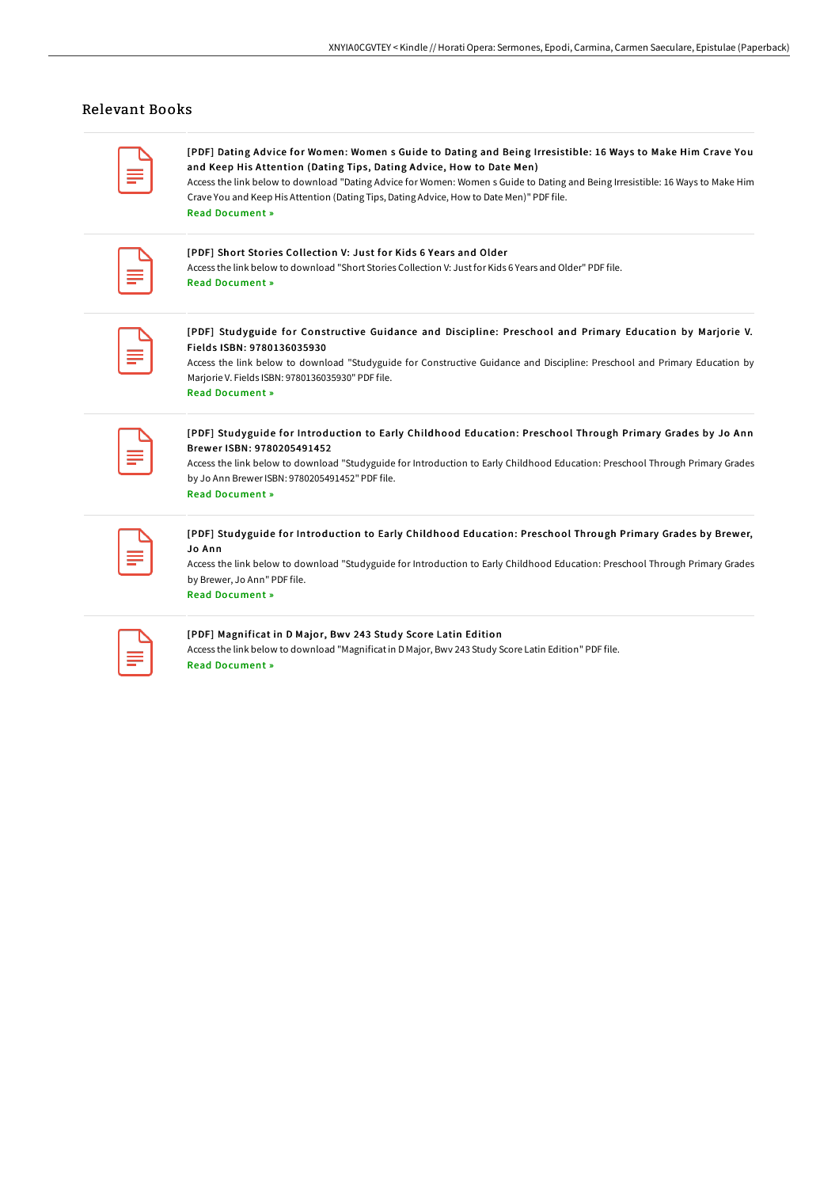## Relevant Books

[PDF] Dating Advice for Women: Women s Guide to Dating and Being Irresistible: 16 Ways to Make Him Crave You and Keep His Attention (Dating Tips, Dating Advice, How to Date Men)

Access the link below to download "Dating Advice for Women: Women s Guide to Dating and Being Irresistible: 16 Ways to Make Him Crave You and Keep His Attention (Dating Tips, Dating Advice, How to Date Men)" PDF file.

Read Document »

[PDF] Short Stories Collection V: Just for Kids 6 Years and Older

Access the link below to download "Short Stories Collection V: Just for Kids 6 Years and Older" PDF file.

Read Document »

[PDF] Studyguide for Constructive Guidance and Discipline: Preschool and Primary Education by Marjorie V. Fields ISBN: 9780136035930

Access the link below to download "Studyguide for Constructive Guidance and Discipline: Preschool and Primary Education by Marjorie V. Fields ISBN: 9780136035930" PDF file.

Read Document »

[PDF] Studyguide for Introduction to Early Childhood Education: Preschool Through Primary Grades by Jo Ann Brewer ISBN: 9780205491452

Access the link below to download "Studyguide for Introduction to Early Childhood Education: Preschool Through Primary Grades by Jo Ann Brewer ISBN: 9780205491452" PDF file.

Read Document »

[PDF] Studyguide for Introduction to Early Childhood Education: Preschool Through Primary Grades by Brewer, Jo Ann

Access the link below to download "Studyguide for Introduction to Early Childhood Education: Preschool Through Primary Grades by Brewer, Jo Ann" PDF file.

Read Document »

[PDF] Magnificat in D Major, Bwv 243 Study Score Latin Edition

Access the link below to download "Magnificat in D Major, Bwv 243 Study Score Latin Edition" PDF file.

Read Document »